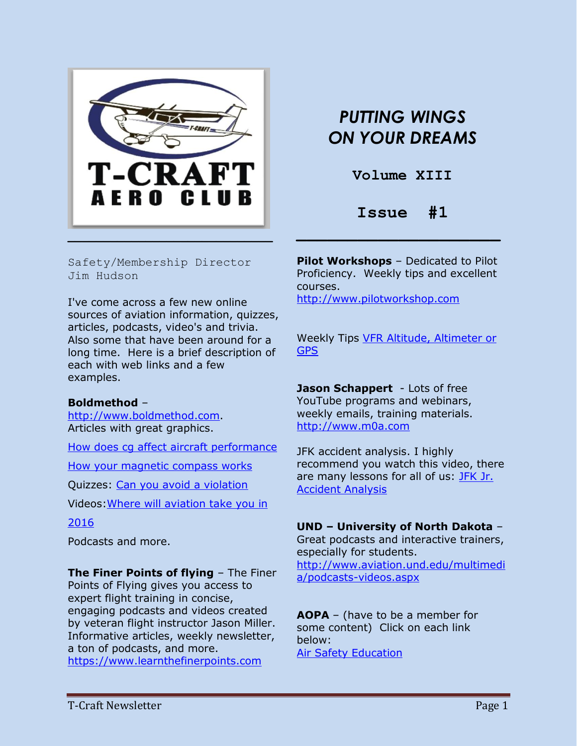# PUTTING WINGS ON YOUR DREAMS

**Volume XIII**

**Issue #1**

Safety/Membership Director
Jim Hudson

I've come across a few new online sources of aviation information, quizzes, articles, podcasts, video's and trivia. Also some that have been around for a long time. Here is a brief description of each with web links and a few examples.

**Boldmethod** – http://www.boldmethod.com. Articles with great graphics.

How does cg affect aircraft performance

How your magnetic compass works

Quizzes: Can you avoid a violation

Videos: Where will aviation take you in 2016

Podcasts and more.

**The Finer Points of flying** – The Finer Points of Flying gives you access to expert flight training in concise, engaging podcasts and videos created by veteran flight instructor Jason Miller. Informative articles, weekly newsletter, a ton of podcasts, and more. https://www.learnthefinerpoints.com

**Pilot Workshops** – Dedicated to Pilot Proficiency. Weekly tips and excellent courses. http://www.pilotworkshop.com

Weekly Tips VFR Altitude, Altimeter or GPS

**Jason Schappert** - Lots of free YouTube programs and webinars, weekly emails, training materials. http://www.m0a.com

JFK accident analysis. I highly recommend you watch this video, there are many lessons for all of us: JFK Jr. Accident Analysis

**UND – University of North Dakota** – Great podcasts and interactive trainers, especially for students. http://www.aviation.und.edu/multimedia/podcasts-videos.aspx

**AOPA** – (have to be a member for some content) Click on each link below:
Air Safety Education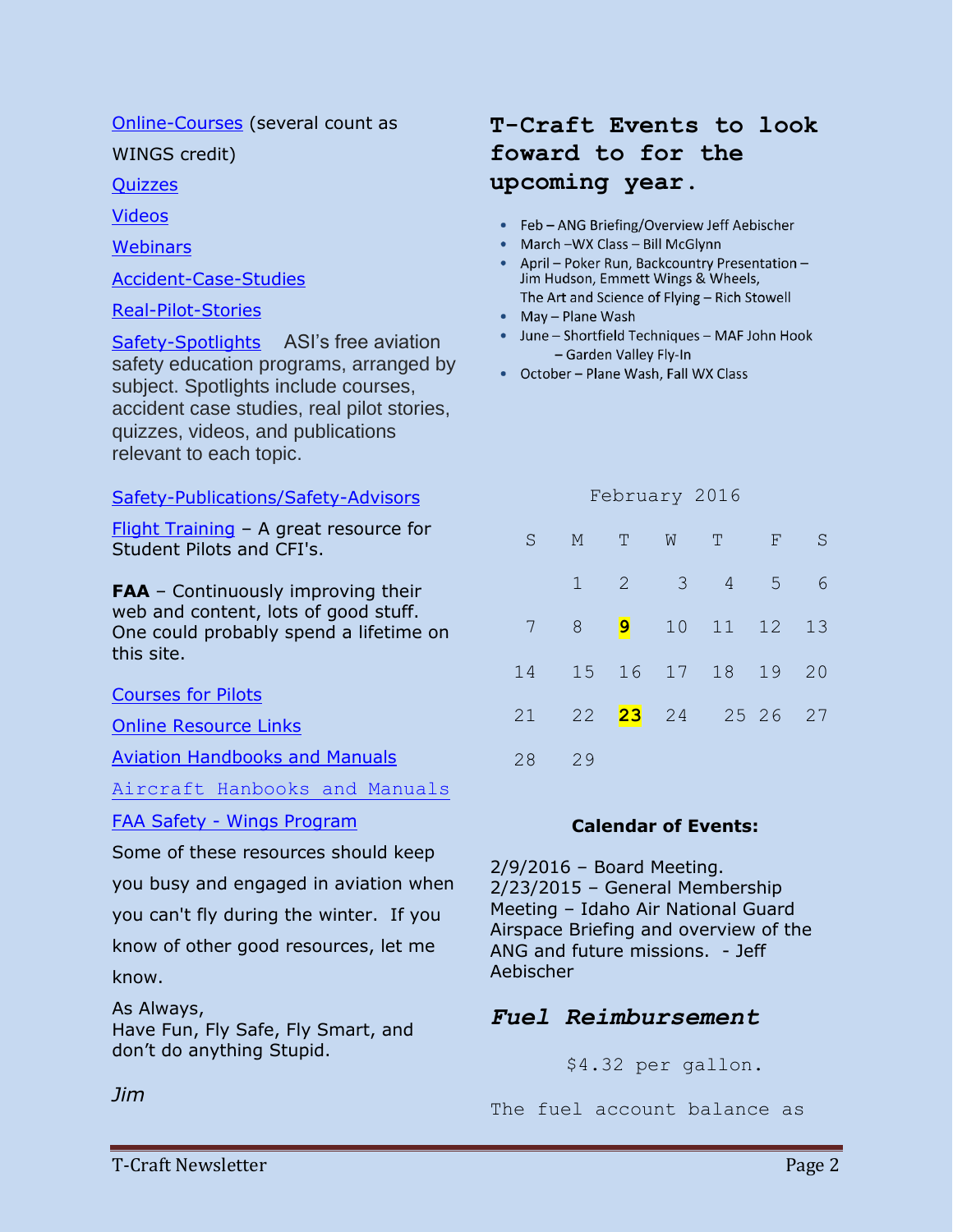Online-Courses (several count as WINGS credit)

Quizzes

Videos

Webinars

Accident-Case-Studies

Real-Pilot-Stories

Safety-Spotlights ASI's free aviation safety education programs, arranged by subject. Spotlights include courses, accident case studies, real pilot stories, quizzes, videos, and publications relevant to each topic.

Safety-Publications/Safety-Advisors

Flight Training – A great resource for Student Pilots and CFI's.

**FAA** – Continuously improving their web and content, lots of good stuff. One could probably spend a lifetime on this site.

Courses for Pilots

Online Resource Links

Aviation Handbooks and Manuals

Aircraft Hanbooks and Manuals

FAA Safety - Wings Program

Some of these resources should keep you busy and engaged in aviation when you can't fly during the winter. If you know of other good resources, let me know.

As Always,
Have Fun, Fly Safe, Fly Smart, and don't do anything Stupid.

*Jim*

## T-Craft Events to look foward to for the upcoming year.

- Feb – ANG Briefing/Overview Jeff Aebischer
- March –WX Class – Bill McGlynn
- April – Poker Run, Backcountry Presentation – Jim Hudson, Emmett Wings & Wheels, The Art and Science of Flying – Rich Stowell
- May – Plane Wash
- June – Shortfield Techniques – MAF John Hook – Garden Valley Fly-In
- October – Plane Wash, Fall WX Class

February 2016

| S | M | T | W | T | F | S |
|---|---|---|---|---|---|---|
| | 1 | 2 | 3 | 4 | 5 | 6 |
| 7 | 8 | **9** | 10 | 11 | 12 | 13 |
| 14 | 15 | 16 | 17 | 18 | 19 | 20 |
| 21 | 22 | **23** | 24 | 25 | 26 | 27 |
| 28 | 29 | | | | | |

**Calendar of Events:**

2/9/2016 – Board Meeting.
2/23/2015 – General Membership Meeting – Idaho Air National Guard Airspace Briefing and overview of the ANG and future missions. - Jeff Aebischer

## *Fuel Reimbursement*

$4.32 per gallon.

The fuel account balance as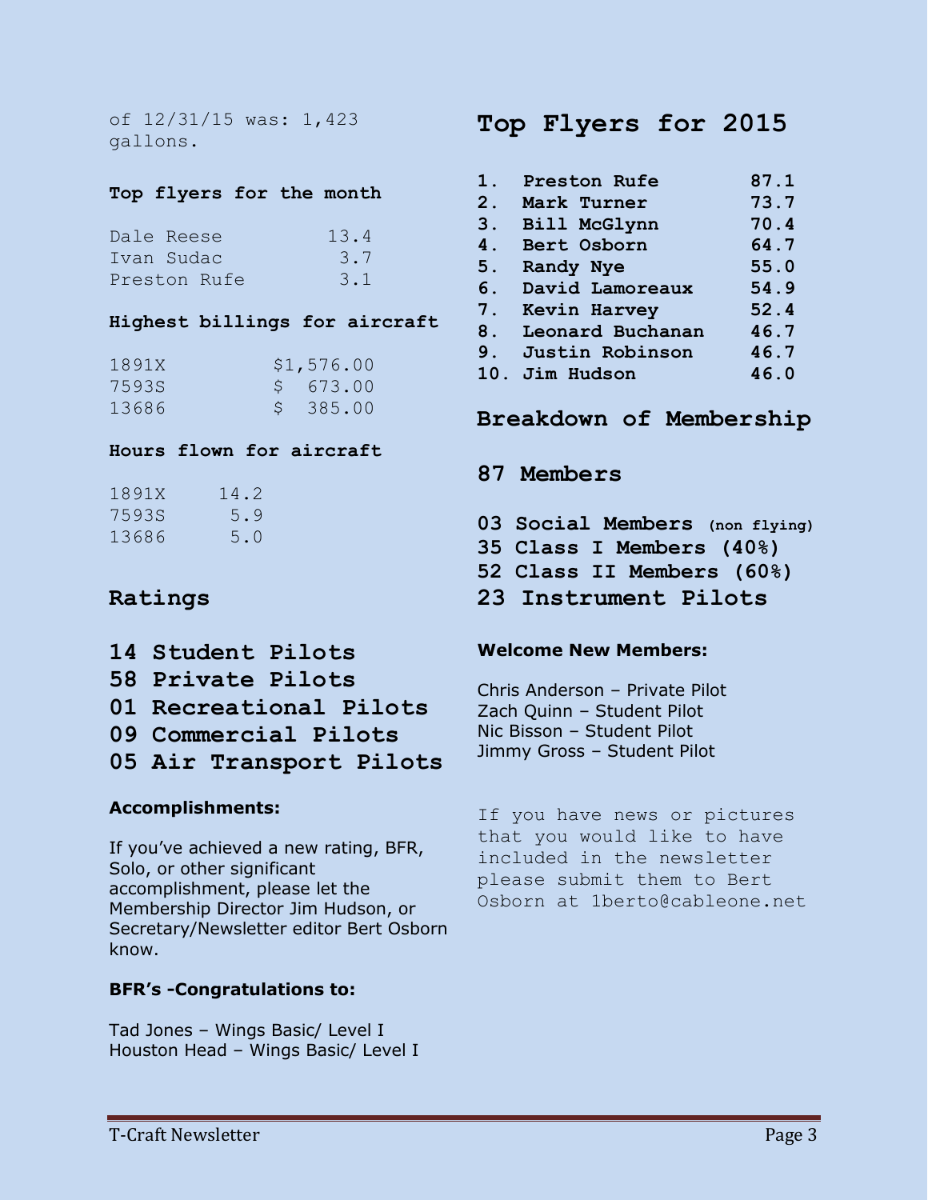of 12/31/15 was: 1,423 gallons.

**Top flyers for the month**

| | |
|---|---|
| Dale Reese | 13.4 |
| Ivan Sudac | 3.7 |
| Preston Rufe | 3.1 |

**Highest billings for aircraft**

| | |
|---|---|
| 1891X | $1,576.00 |
| 7593S | $ 673.00 |
| 13686 | $ 385.00 |

**Hours flown for aircraft**

| | |
|---|---|
| 1891X | 14.2 |
| 7593S | 5.9 |
| 13686 | 5.0 |

## Ratings

**14 Student Pilots**
**58 Private Pilots**
**01 Recreational Pilots**
**09 Commercial Pilots**
**05 Air Transport Pilots**

**Accomplishments:**

If you've achieved a new rating, BFR, Solo, or other significant accomplishment, please let the Membership Director Jim Hudson, or Secretary/Newsletter editor Bert Osborn know.

**BFR's -Congratulations to:**

Tad Jones – Wings Basic/ Level I
Houston Head – Wings Basic/ Level I

# Top Flyers for 2015

| | | |
|---|---|---|
| 1. | Preston Rufe | 87.1 |
| 2. | Mark Turner | 73.7 |
| 3. | Bill McGlynn | 70.4 |
| 4. | Bert Osborn | 64.7 |
| 5. | Randy Nye | 55.0 |
| 6. | David Lamoreaux | 54.9 |
| 7. | Kevin Harvey | 52.4 |
| 8. | Leonard Buchanan | 46.7 |
| 9. | Justin Robinson | 46.7 |
| 10. | Jim Hudson | 46.0 |

## Breakdown of Membership

**87 Members**

**03 Social Members** (non flying)
**35 Class I Members (40%)**
**52 Class II Members (60%)**
**23 Instrument Pilots**

**Welcome New Members:**

Chris Anderson – Private Pilot
Zach Quinn – Student Pilot
Nic Bisson – Student Pilot
Jimmy Gross – Student Pilot

If you have news or pictures that you would like to have included in the newsletter please submit them to Bert Osborn at 1berto@cableone.net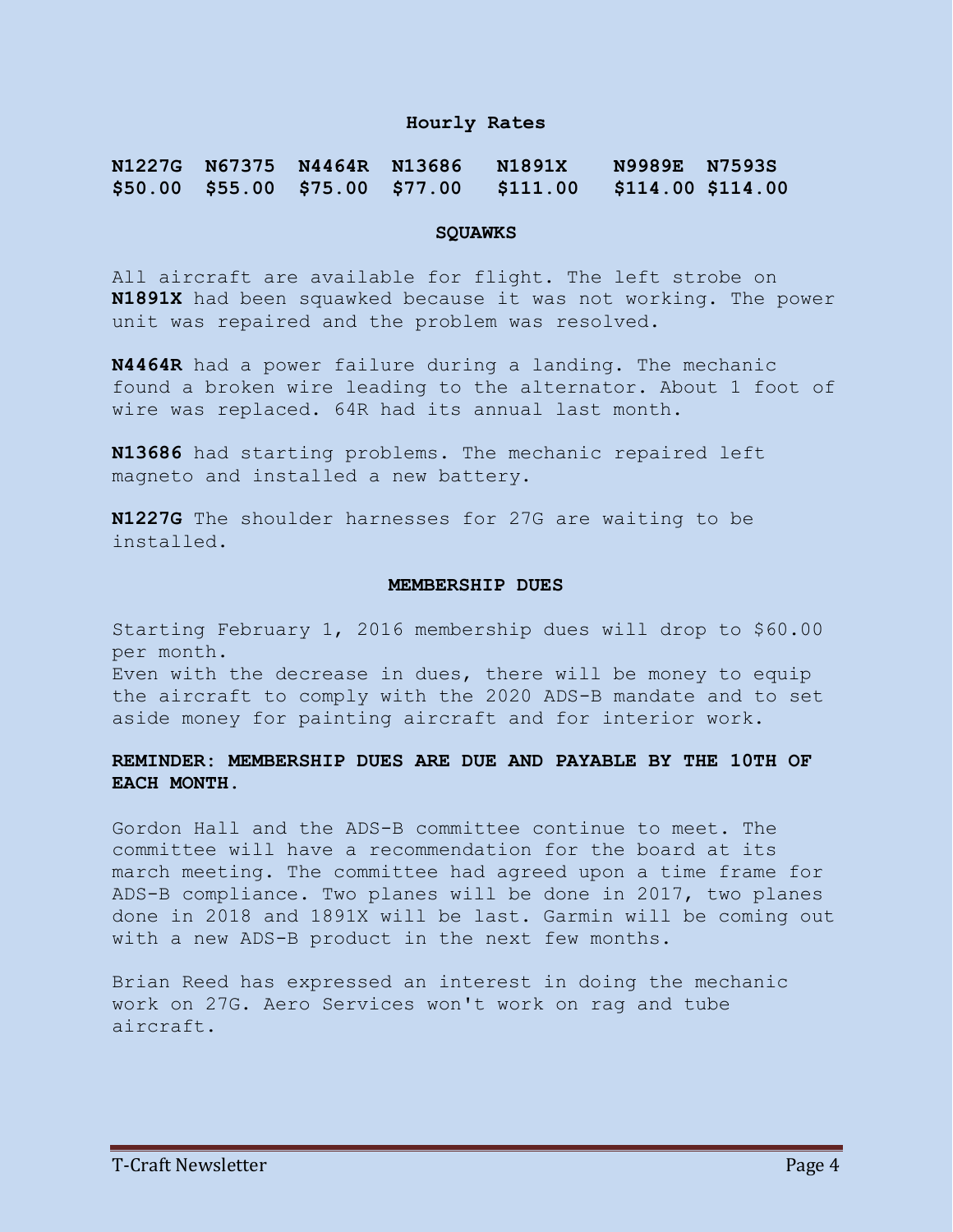## Hourly Rates

| N1227G | N67375 | N4464R | N13686 | N1891X | N9989E | N7593S |
|---|---|---|---|---|---|---|
| $50.00 | $55.00 | $75.00 | $77.00 | $111.00 | $114.00 | $114.00 |

## SQUAWKS

All aircraft are available for flight. The left strobe on **N1891X** had been squawked because it was not working. The power unit was repaired and the problem was resolved.

**N4464R** had a power failure during a landing. The mechanic found a broken wire leading to the alternator. About 1 foot of wire was replaced. 64R had its annual last month.

**N13686** had starting problems. The mechanic repaired left magneto and installed a new battery.

**N1227G** The shoulder harnesses for 27G are waiting to be installed.

## MEMBERSHIP DUES

Starting February 1, 2016 membership dues will drop to $60.00 per month.
Even with the decrease in dues, there will be money to equip the aircraft to comply with the 2020 ADS-B mandate and to set aside money for painting aircraft and for interior work.

**REMINDER: MEMBERSHIP DUES ARE DUE AND PAYABLE BY THE 10TH OF EACH MONTH.**

Gordon Hall and the ADS-B committee continue to meet. The committee will have a recommendation for the board at its march meeting. The committee had agreed upon a time frame for ADS-B compliance. Two planes will be done in 2017, two planes done in 2018 and 1891X will be last. Garmin will be coming out with a new ADS-B product in the next few months.

Brian Reed has expressed an interest in doing the mechanic work on 27G. Aero Services won't work on rag and tube aircraft.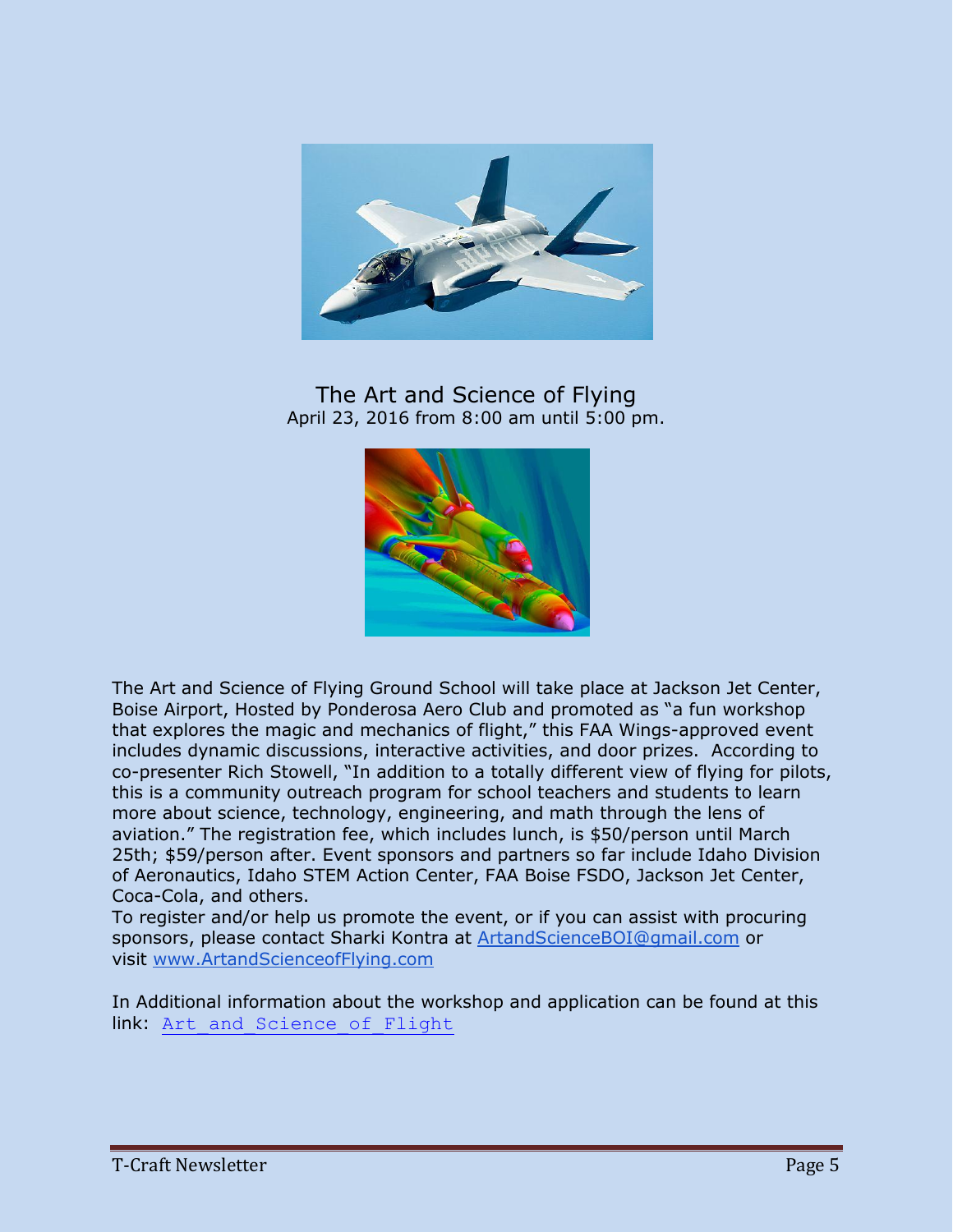## The Art and Science of Flying

April 23, 2016 from 8:00 am until 5:00 pm.

The Art and Science of Flying Ground School will take place at Jackson Jet Center, Boise Airport, Hosted by Ponderosa Aero Club and promoted as "a fun workshop that explores the magic and mechanics of flight," this FAA Wings-approved event includes dynamic discussions, interactive activities, and door prizes. According to co-presenter Rich Stowell, "In addition to a totally different view of flying for pilots, this is a community outreach program for school teachers and students to learn more about science, technology, engineering, and math through the lens of aviation." The registration fee, which includes lunch, is $50/person until March 25th; $59/person after. Event sponsors and partners so far include Idaho Division of Aeronautics, Idaho STEM Action Center, FAA Boise FSDO, Jackson Jet Center, Coca-Cola, and others.

To register and/or help us promote the event, or if you can assist with procuring sponsors, please contact Sharki Kontra at [ArtandScienceBOI@gmail.com](mailto:ArtandScienceBOI@gmail.com) or visit [www.ArtandScienceofFlying.com](http://www.ArtandScienceofFlying.com)

In Additional information about the workshop and application can be found at this link: [Art and Science of Flight]